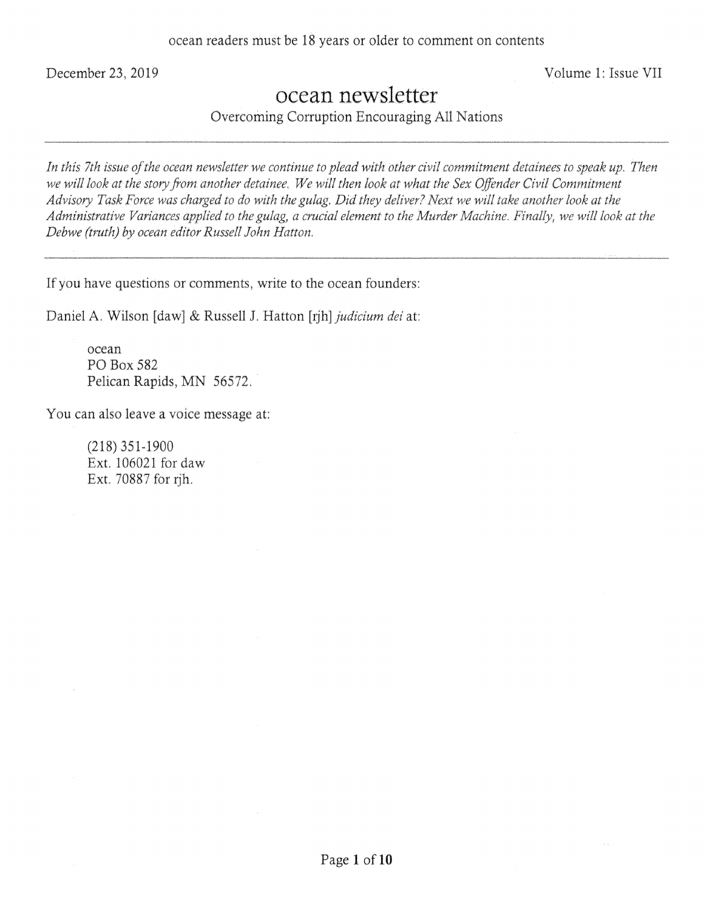ocean readers must be 18 years or older to comment on contents

December 23, 2019

Volume 1: Issue VII

# ocean newsletter

Overcoming Corruption Encouraging All Nations

---

*In this 7th issue of the ocean newsletter we continue to plead with other civil commitment detainees to speak up. Then we will look at the story from another detainee. We will then look at what the Sex Offender Civil Commitment Advisory Task Force was charged to do with the gulag. Did they deliver? Next we will take another look at the Administrative Variances applied to the gulag, a crucial element to the Murder Machine. Finally, we will look at the Debwe (truth) by ocean editor Russell John Hatton.*

---

If you have questions or comments, write to the ocean founders:

Daniel A. Wilson [daw] & Russell J. Hatton [rjh] *judicium dei* at:

> ocean
> PO Box 582
> Pelican Rapids, MN 56572.

You can also leave a voice message at:

> (218) 351-1900
> Ext. 106021 for daw
> Ext. 70887 for rjh.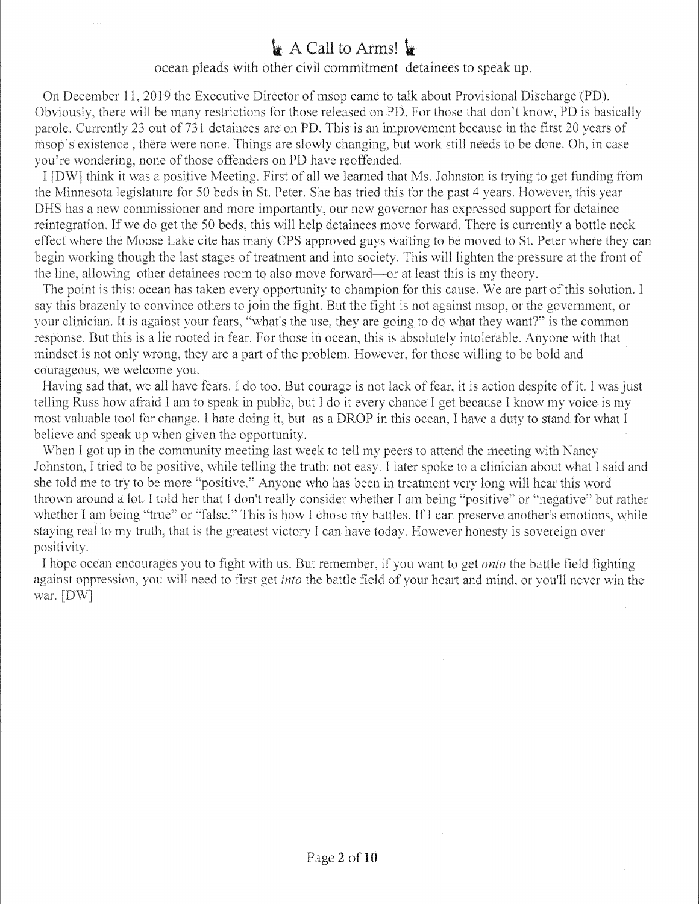# 🗽 A Call to Arms! 🗽

ocean pleads with other civil commitment detainees to speak up.

On December 11, 2019 the Executive Director of msop came to talk about Provisional Discharge (PD). Obviously, there will be many restrictions for those released on PD. For those that don't know, PD is basically parole. Currently 23 out of 731 detainees are on PD. This is an improvement because in the first 20 years of msop's existence , there were none. Things are slowly changing, but work still needs to be done. Oh, in case you're wondering, none of those offenders on PD have reoffended.

I [DW] think it was a positive Meeting. First of all we learned that Ms. Johnston is trying to get funding from the Minnesota legislature for 50 beds in St. Peter. She has tried this for the past 4 years. However, this year DHS has a new commissioner and more importantly, our new governor has expressed support for detainee reintegration. If we do get the 50 beds, this will help detainees move forward. There is currently a bottle neck effect where the Moose Lake cite has many CPS approved guys waiting to be moved to St. Peter where they can begin working though the last stages of treatment and into society. This will lighten the pressure at the front of the line, allowing other detainees room to also move forward—or at least this is my theory.

The point is this: ocean has taken every opportunity to champion for this cause. We are part of this solution. I say this brazenly to convince others to join the fight. But the fight is not against msop, or the government, or your clinician. It is against your fears, "what's the use, they are going to do what they want?" is the common response. But this is a lie rooted in fear. For those in ocean, this is absolutely intolerable. Anyone with that mindset is not only wrong, they are a part of the problem. However, for those willing to be bold and courageous, we welcome you.

Having sad that, we all have fears. I do too. But courage is not lack of fear, it is action despite of it. I was just telling Russ how afraid I am to speak in public, but I do it every chance I get because I know my voice is my most valuable tool for change. I hate doing it, but as a DROP in this ocean, I have a duty to stand for what I believe and speak up when given the opportunity.

When I got up in the community meeting last week to tell my peers to attend the meeting with Nancy Johnston, I tried to be positive, while telling the truth: not easy. I later spoke to a clinician about what I said and she told me to try to be more "positive." Anyone who has been in treatment very long will hear this word thrown around a lot. I told her that I don't really consider whether I am being "positive" or "negative" but rather whether I am being "true" or "false." This is how I chose my battles. If I can preserve another's emotions, while staying real to my truth, that is the greatest victory I can have today. However honesty is sovereign over positivity.

I hope ocean encourages you to fight with us. But remember, if you want to get *onto* the battle field fighting against oppression, you will need to first get *into* the battle field of your heart and mind, or you'll never win the war. [DW]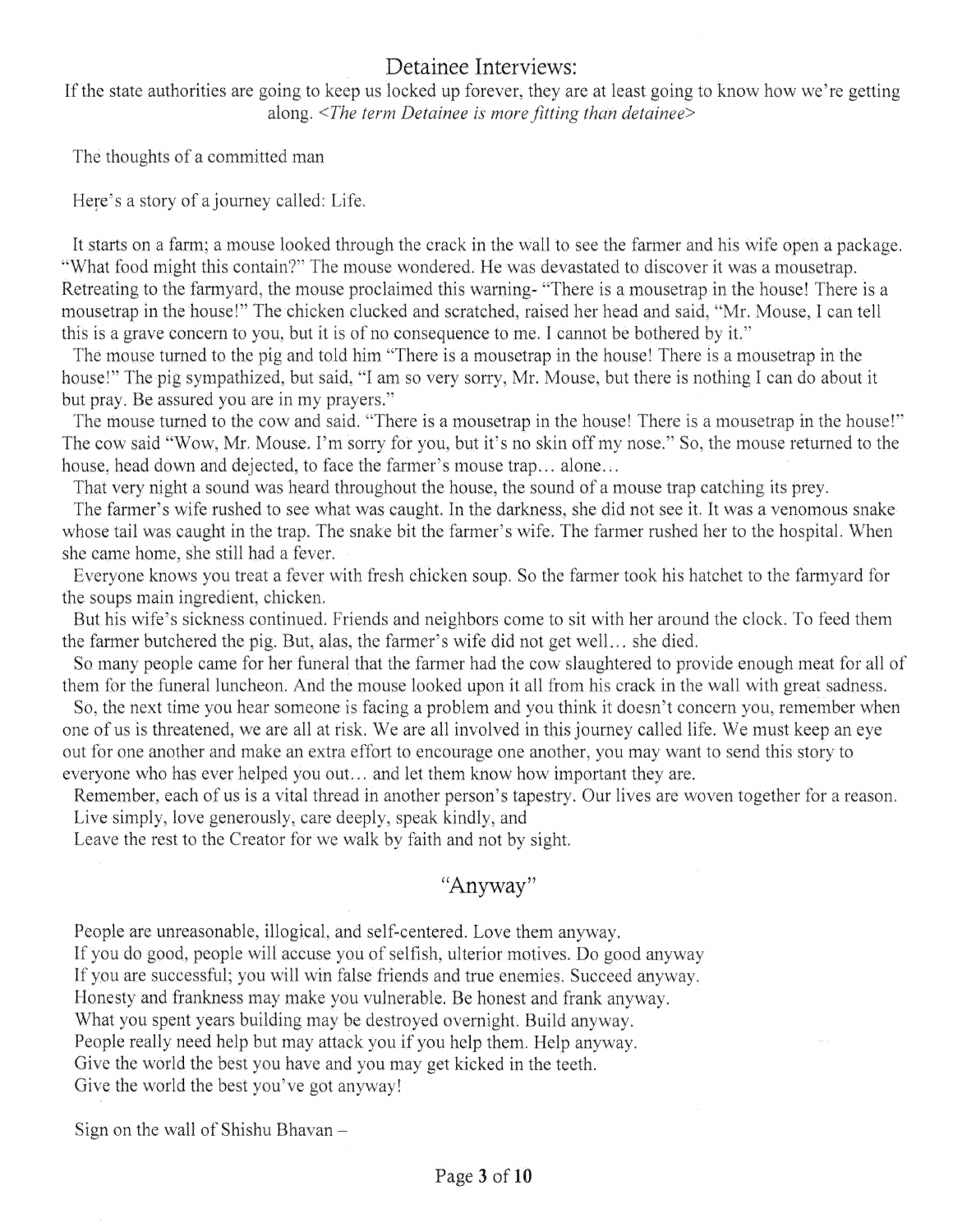## Detainee Interviews:

If the state authorities are going to keep us locked up forever, they are at least going to know how we're getting along. <*The term Detainee is more fitting than detainee*>

The thoughts of a committed man

Here's a story of a journey called: Life.

It starts on a farm; a mouse looked through the crack in the wall to see the farmer and his wife open a package. "What food might this contain?" The mouse wondered. He was devastated to discover it was a mousetrap. Retreating to the farmyard, the mouse proclaimed this warning- "There is a mousetrap in the house! There is a mousetrap in the house!" The chicken clucked and scratched, raised her head and said, "Mr. Mouse, I can tell this is a grave concern to you, but it is of no consequence to me. I cannot be bothered by it."

The mouse turned to the pig and told him "There is a mousetrap in the house! There is a mousetrap in the house!" The pig sympathized, but said, "I am so very sorry, Mr. Mouse, but there is nothing I can do about it but pray. Be assured you are in my prayers."

The mouse turned to the cow and said. "There is a mousetrap in the house! There is a mousetrap in the house!" The cow said "Wow, Mr. Mouse. I'm sorry for you, but it's no skin off my nose." So, the mouse returned to the house, head down and dejected, to face the farmer's mouse trap… alone…

That very night a sound was heard throughout the house, the sound of a mouse trap catching its prey.

The farmer's wife rushed to see what was caught. In the darkness, she did not see it. It was a venomous snake whose tail was caught in the trap. The snake bit the farmer's wife. The farmer rushed her to the hospital. When she came home, she still had a fever.

Everyone knows you treat a fever with fresh chicken soup. So the farmer took his hatchet to the farmyard for the soups main ingredient, chicken.

But his wife's sickness continued. Friends and neighbors come to sit with her around the clock. To feed them the farmer butchered the pig. But, alas, the farmer's wife did not get well… she died.

So many people came for her funeral that the farmer had the cow slaughtered to provide enough meat for all of them for the funeral luncheon. And the mouse looked upon it all from his crack in the wall with great sadness.

So, the next time you hear someone is facing a problem and you think it doesn't concern you, remember when one of us is threatened, we are all at risk. We are all involved in this journey called life. We must keep an eye out for one another and make an extra effort to encourage one another, you may want to send this story to everyone who has ever helped you out… and let them know how important they are.

Remember, each of us is a vital thread in another person's tapestry. Our lives are woven together for a reason.
Live simply, love generously, care deeply, speak kindly, and
Leave the rest to the Creator for we walk by faith and not by sight.

## "Anyway"

People are unreasonable, illogical, and self-centered. Love them anyway.
If you do good, people will accuse you of selfish, ulterior motives. Do good anyway
If you are successful; you will win false friends and true enemies. Succeed anyway.
Honesty and frankness may make you vulnerable. Be honest and frank anyway.
What you spent years building may be destroyed overnight. Build anyway.
People really need help but may attack you if you help them. Help anyway.
Give the world the best you have and you may get kicked in the teeth.
Give the world the best you've got anyway!

Sign on the wall of Shishu Bhavan –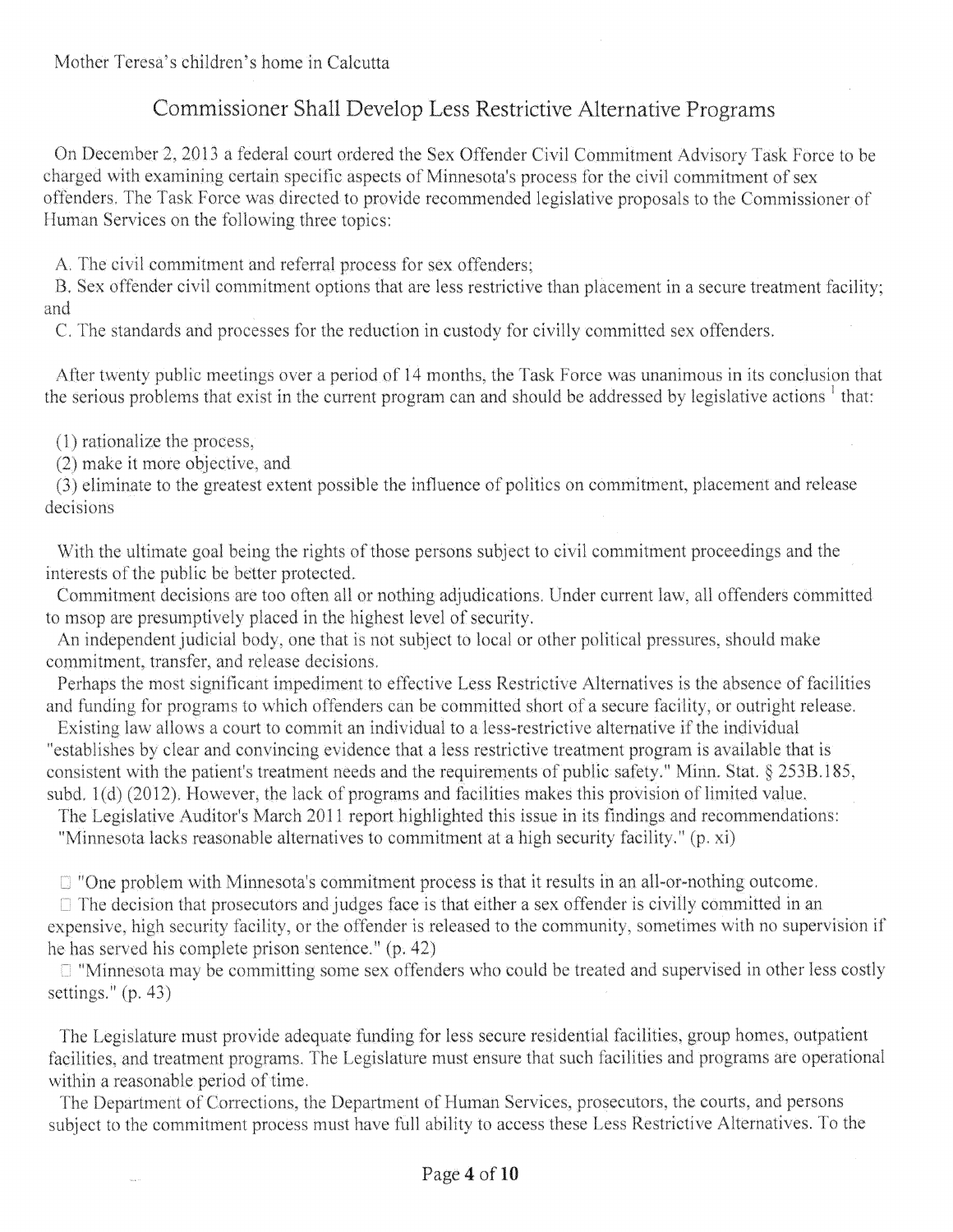Mother Teresa's children's home in Calcutta

## Commissioner Shall Develop Less Restrictive Alternative Programs

On December 2, 2013 a federal court ordered the Sex Offender Civil Commitment Advisory Task Force to be charged with examining certain specific aspects of Minnesota's process for the civil commitment of sex offenders. The Task Force was directed to provide recommended legislative proposals to the Commissioner of Human Services on the following three topics:

A. The civil commitment and referral process for sex offenders;

B. Sex offender civil commitment options that are less restrictive than placement in a secure treatment facility; and

C. The standards and processes for the reduction in custody for civilly committed sex offenders.

After twenty public meetings over a period of 14 months, the Task Force was unanimous in its conclusion that the serious problems that exist in the current program can and should be addressed by legislative actions [1] that:

(1) rationalize the process,

(2) make it more objective, and

(3) eliminate to the greatest extent possible the influence of politics on commitment, placement and release decisions

With the ultimate goal being the rights of those persons subject to civil commitment proceedings and the interests of the public be better protected.

Commitment decisions are too often all or nothing adjudications. Under current law, all offenders committed to msop are presumptively placed in the highest level of security.

An independent judicial body, one that is not subject to local or other political pressures, should make commitment, transfer, and release decisions.

Perhaps the most significant impediment to effective Less Restrictive Alternatives is the absence of facilities and funding for programs to which offenders can be committed short of a secure facility, or outright release.

Existing law allows a court to commit an individual to a less-restrictive alternative if the individual "establishes by clear and convincing evidence that a less restrictive treatment program is available that is consistent with the patient's treatment needs and the requirements of public safety." Minn. Stat. § 253B.185, subd. 1(d) (2012). However, the lack of programs and facilities makes this provision of limited value.

The Legislative Auditor's March 2011 report highlighted this issue in its findings and recommendations: "Minnesota lacks reasonable alternatives to commitment at a high security facility." (p. xi)

- "One problem with Minnesota's commitment process is that it results in an all-or-nothing outcome.
- The decision that prosecutors and judges face is that either a sex offender is civilly committed in an expensive, high security facility, or the offender is released to the community, sometimes with no supervision if he has served his complete prison sentence." (p. 42)
- "Minnesota may be committing some sex offenders who could be treated and supervised in other less costly settings." (p. 43)

The Legislature must provide adequate funding for less secure residential facilities, group homes, outpatient facilities, and treatment programs. The Legislature must ensure that such facilities and programs are operational within a reasonable period of time.

The Department of Corrections, the Department of Human Services, prosecutors, the courts, and persons subject to the commitment process must have full ability to access these Less Restrictive Alternatives. To the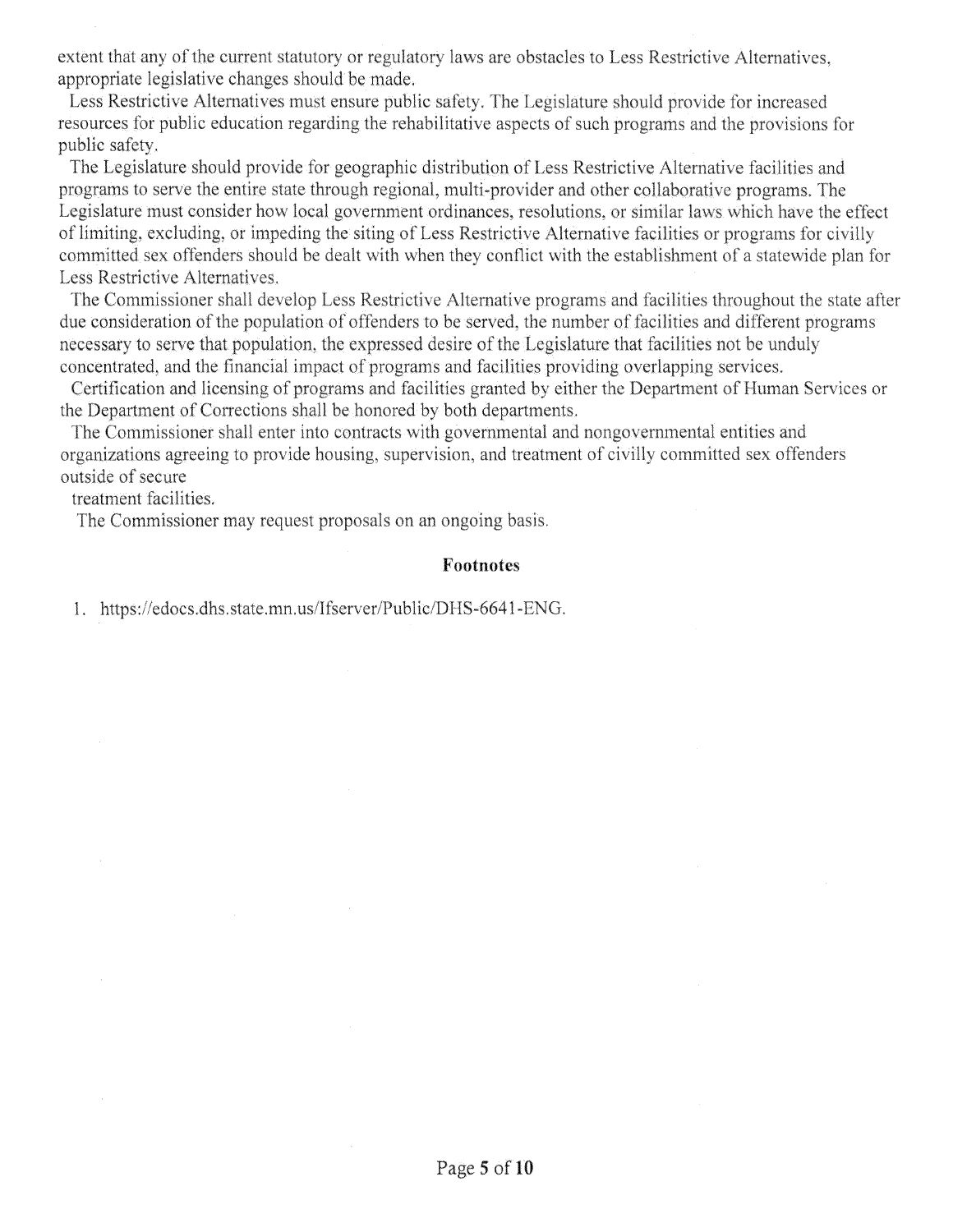extent that any of the current statutory or regulatory laws are obstacles to Less Restrictive Alternatives, appropriate legislative changes should be made.

Less Restrictive Alternatives must ensure public safety. The Legislature should provide for increased resources for public education regarding the rehabilitative aspects of such programs and the provisions for public safety.

The Legislature should provide for geographic distribution of Less Restrictive Alternative facilities and programs to serve the entire state through regional, multi-provider and other collaborative programs. The Legislature must consider how local government ordinances, resolutions, or similar laws which have the effect of limiting, excluding, or impeding the siting of Less Restrictive Alternative facilities or programs for civilly committed sex offenders should be dealt with when they conflict with the establishment of a statewide plan for Less Restrictive Alternatives.

The Commissioner shall develop Less Restrictive Alternative programs and facilities throughout the state after due consideration of the population of offenders to be served, the number of facilities and different programs necessary to serve that population, the expressed desire of the Legislature that facilities not be unduly concentrated, and the financial impact of programs and facilities providing overlapping services.

Certification and licensing of programs and facilities granted by either the Department of Human Services or the Department of Corrections shall be honored by both departments.

The Commissioner shall enter into contracts with governmental and nongovernmental entities and organizations agreeing to provide housing, supervision, and treatment of civilly committed sex offenders outside of secure treatment facilities.

The Commissioner may request proposals on an ongoing basis.

### Footnotes

1. https://edocs.dhs.state.mn.us/lfserver/Public/DHS-6641-ENG.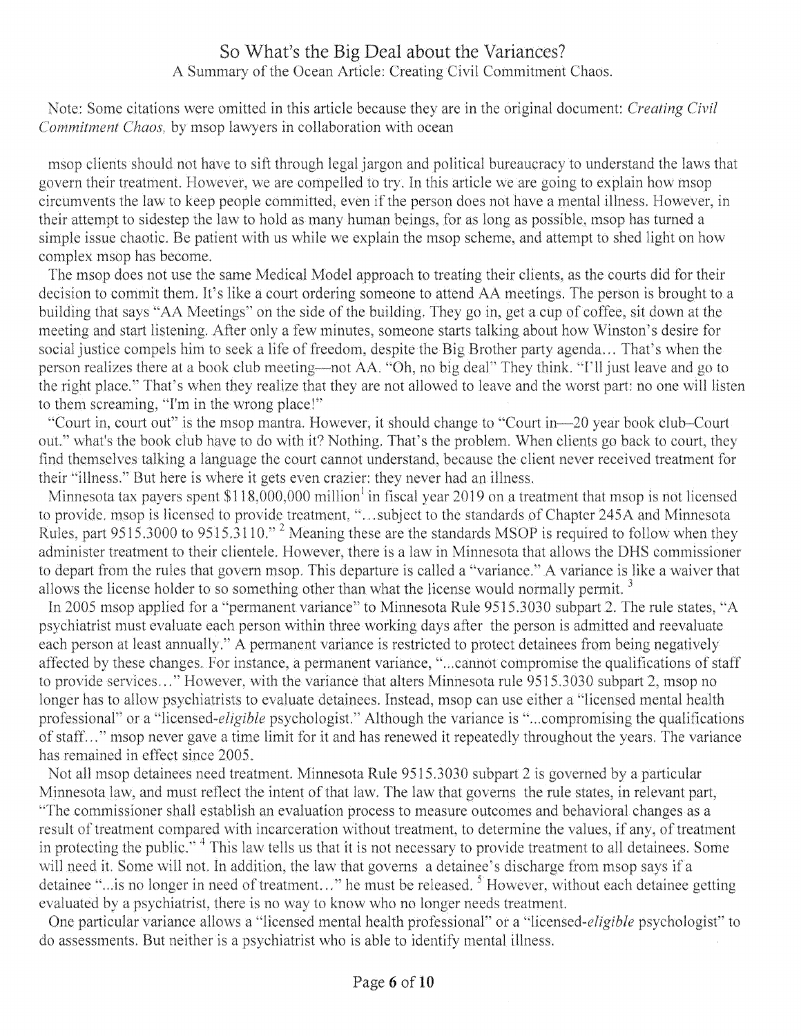# So What's the Big Deal about the Variances?

A Summary of the Ocean Article: Creating Civil Commitment Chaos.

Note: Some citations were omitted in this article because they are in the original document: *Creating Civil Commitment Chaos,* by msop lawyers in collaboration with ocean

msop clients should not have to sift through legal jargon and political bureaucracy to understand the laws that govern their treatment. However, we are compelled to try. In this article we are going to explain how msop circumvents the law to keep people committed, even if the person does not have a mental illness. However, in their attempt to sidestep the law to hold as many human beings, for as long as possible, msop has turned a simple issue chaotic. Be patient with us while we explain the msop scheme, and attempt to shed light on how complex msop has become.

The msop does not use the same Medical Model approach to treating their clients, as the courts did for their decision to commit them. It's like a court ordering someone to attend AA meetings. The person is brought to a building that says "AA Meetings" on the side of the building. They go in, get a cup of coffee, sit down at the meeting and start listening. After only a few minutes, someone starts talking about how Winston's desire for social justice compels him to seek a life of freedom, despite the Big Brother party agenda… That's when the person realizes there at a book club meeting—not AA. "Oh, no big deal" They think. "I'll just leave and go to the right place." That's when they realize that they are not allowed to leave and the worst part: no one will listen to them screaming, "I'm in the wrong place!"

"Court in, court out" is the msop mantra. However, it should change to "Court in—20 year book club–Court out." what's the book club have to do with it? Nothing. That's the problem. When clients go back to court, they find themselves talking a language the court cannot understand, because the client never received treatment for their "illness." But here is where it gets even crazier: they never had an illness.

Minnesota tax payers spent $118,000,000 million[1] in fiscal year 2019 on a treatment that msop is not licensed to provide. msop is licensed to provide treatment, "…subject to the standards of Chapter 245A and Minnesota Rules, part 9515.3000 to 9515.3110."[2] Meaning these are the standards MSOP is required to follow when they administer treatment to their clientele. However, there is a law in Minnesota that allows the DHS commissioner to depart from the rules that govern msop. This departure is called a "variance." A variance is like a waiver that allows the license holder to so something other than what the license would normally permit.[3]

In 2005 msop applied for a "permanent variance" to Minnesota Rule 9515.3030 subpart 2. The rule states, "A psychiatrist must evaluate each person within three working days after the person is admitted and reevaluate each person at least annually." A permanent variance is restricted to protect detainees from being negatively affected by these changes. For instance, a permanent variance, "...cannot compromise the qualifications of staff to provide services…" However, with the variance that alters Minnesota rule 9515.3030 subpart 2, msop no longer has to allow psychiatrists to evaluate detainees. Instead, msop can use either a "licensed mental health professional" or a "licensed-*eligible* psychologist." Although the variance is "...compromising the qualifications of staff…" msop never gave a time limit for it and has renewed it repeatedly throughout the years. The variance has remained in effect since 2005.

Not all msop detainees need treatment. Minnesota Rule 9515.3030 subpart 2 is governed by a particular Minnesota law, and must reflect the intent of that law. The law that governs the rule states, in relevant part, "The commissioner shall establish an evaluation process to measure outcomes and behavioral changes as a result of treatment compared with incarceration without treatment, to determine the values, if any, of treatment in protecting the public."[4] This law tells us that it is not necessary to provide treatment to all detainees. Some will need it. Some will not. In addition, the law that governs a detainee's discharge from msop says if a detainee "...is no longer in need of treatment…" he must be released.[5] However, without each detainee getting evaluated by a psychiatrist, there is no way to know who no longer needs treatment.

One particular variance allows a "licensed mental health professional" or a "licensed-*eligible* psychologist" to do assessments. But neither is a psychiatrist who is able to identify mental illness.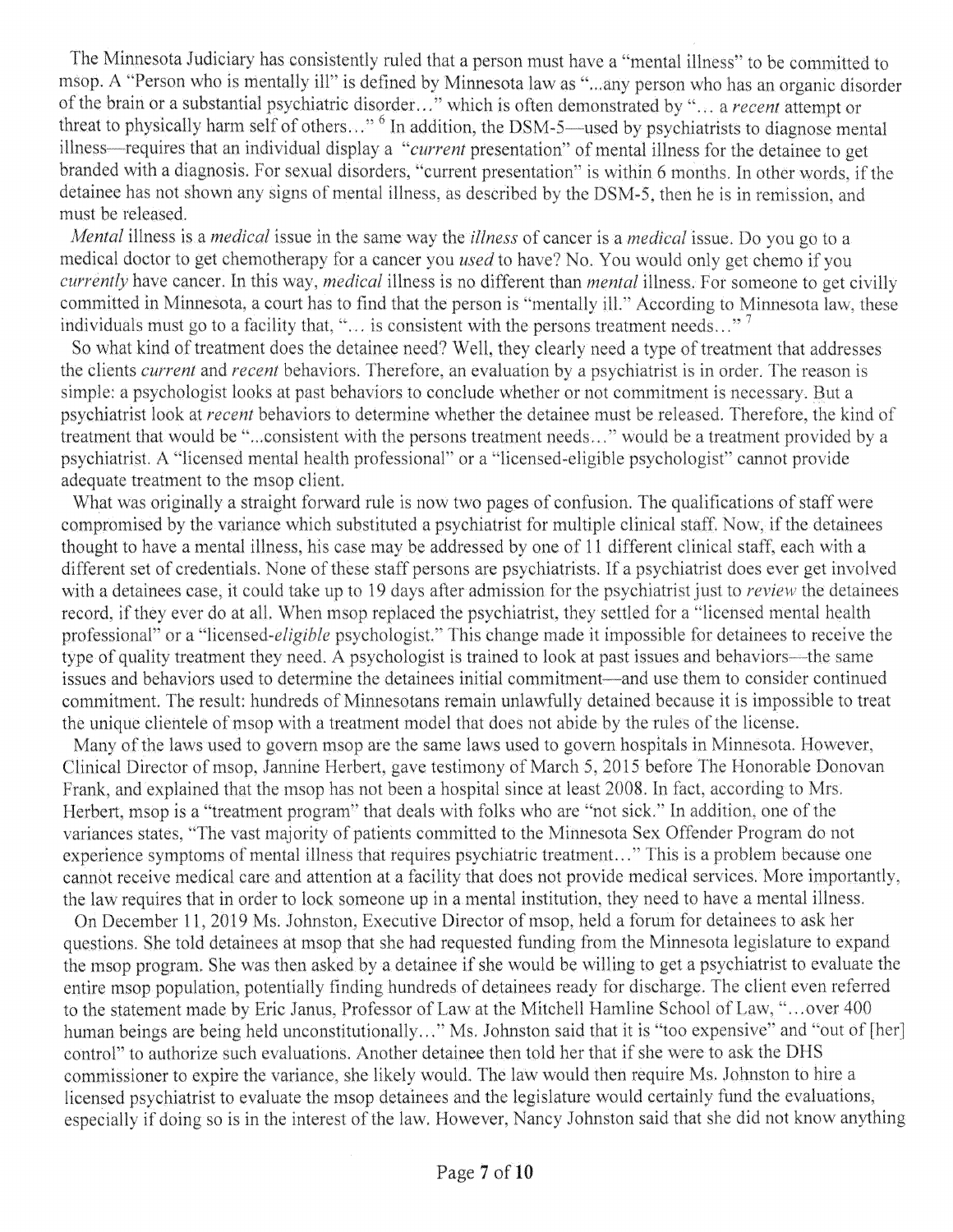The Minnesota Judiciary has consistently ruled that a person must have a "mental illness" to be committed to msop. A "Person who is mentally ill" is defined by Minnesota law as "...any person who has an organic disorder of the brain or a substantial psychiatric disorder..." which is often demonstrated by "... a *recent* attempt or threat to physically harm self of others..." [6] In addition, the DSM-5—used by psychiatrists to diagnose mental illness—requires that an individual display a "*current* presentation" of mental illness for the detainee to get branded with a diagnosis. For sexual disorders, "current presentation" is within 6 months. In other words, if the detainee has not shown any signs of mental illness, as described by the DSM-5, then he is in remission, and must be released.

*Mental* illness is a *medical* issue in the same way the *illness* of cancer is a *medical* issue. Do you go to a medical doctor to get chemotherapy for a cancer you *used* to have? No. You would only get chemo if you *currently* have cancer. In this way, *medical* illness is no different than *mental* illness. For someone to get civilly committed in Minnesota, a court has to find that the person is "mentally ill." According to Minnesota law, these individuals must go to a facility that, "... is consistent with the persons treatment needs..." [7]

So what kind of treatment does the detainee need? Well, they clearly need a type of treatment that addresses the clients *current* and *recent* behaviors. Therefore, an evaluation by a psychiatrist is in order. The reason is simple: a psychologist looks at past behaviors to conclude whether or not commitment is necessary. But a psychiatrist look at *recent* behaviors to determine whether the detainee must be released. Therefore, the kind of treatment that would be "...consistent with the persons treatment needs..." would be a treatment provided by a psychiatrist. A "licensed mental health professional" or a "licensed-eligible psychologist" cannot provide adequate treatment to the msop client.

What was originally a straight forward rule is now two pages of confusion. The qualifications of staff were compromised by the variance which substituted a psychiatrist for multiple clinical staff. Now, if the detainees thought to have a mental illness, his case may be addressed by one of 11 different clinical staff, each with a different set of credentials. None of these staff persons are psychiatrists. If a psychiatrist does ever get involved with a detainees case, it could take up to 19 days after admission for the psychiatrist just to *review* the detainees record, if they ever do at all. When msop replaced the psychiatrist, they settled for a "licensed mental health professional" or a "licensed-*eligible* psychologist." This change made it impossible for detainees to receive the type of quality treatment they need. A psychologist is trained to look at past issues and behaviors—the same issues and behaviors used to determine the detainees initial commitment—and use them to consider continued commitment. The result: hundreds of Minnesotans remain unlawfully detained because it is impossible to treat the unique clientele of msop with a treatment model that does not abide by the rules of the license.

Many of the laws used to govern msop are the same laws used to govern hospitals in Minnesota. However, Clinical Director of msop, Jannine Herbert, gave testimony of March 5, 2015 before The Honorable Donovan Frank, and explained that the msop has not been a hospital since at least 2008. In fact, according to Mrs. Herbert, msop is a "treatment program" that deals with folks who are "not sick." In addition, one of the variances states, "The vast majority of patients committed to the Minnesota Sex Offender Program do not experience symptoms of mental illness that requires psychiatric treatment..." This is a problem because one cannot receive medical care and attention at a facility that does not provide medical services. More importantly, the law requires that in order to lock someone up in a mental institution, they need to have a mental illness.

On December 11, 2019 Ms. Johnston, Executive Director of msop, held a forum for detainees to ask her questions. She told detainees at msop that she had requested funding from the Minnesota legislature to expand the msop program. She was then asked by a detainee if she would be willing to get a psychiatrist to evaluate the entire msop population, potentially finding hundreds of detainees ready for discharge. The client even referred to the statement made by Eric Janus, Professor of Law at the Mitchell Hamline School of Law, "...over 400 human beings are being held unconstitutionally..." Ms. Johnston said that it is "too expensive" and "out of [her] control" to authorize such evaluations. Another detainee then told her that if she were to ask the DHS commissioner to expire the variance, she likely would. The law would then require Ms. Johnston to hire a licensed psychiatrist to evaluate the msop detainees and the legislature would certainly fund the evaluations, especially if doing so is in the interest of the law. However, Nancy Johnston said that she did not know anything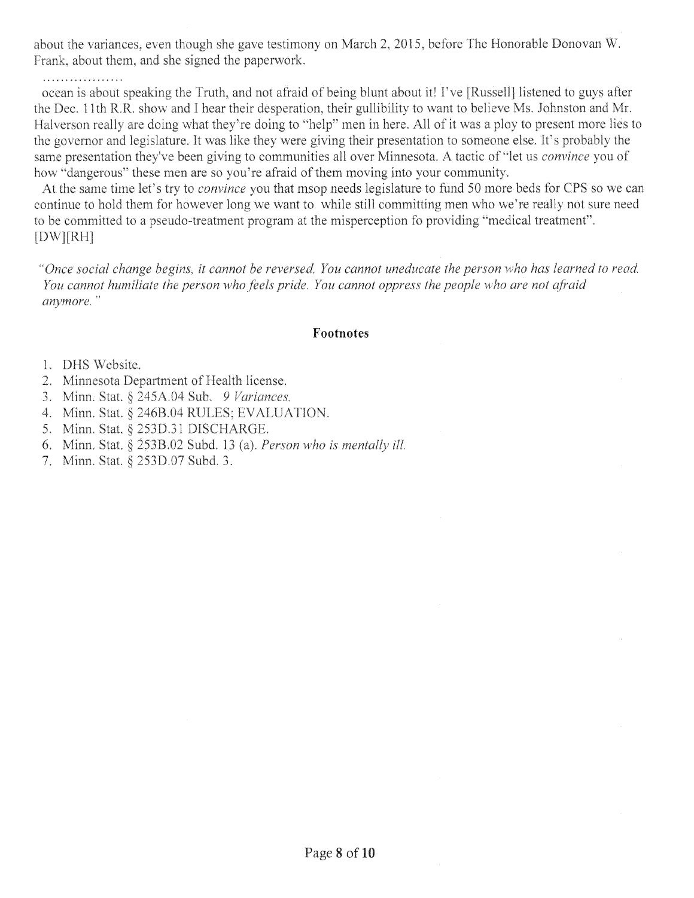about the variances, even though she gave testimony on March 2, 2015, before The Honorable Donovan W. Frank, about them, and she signed the paperwork.

..................

ocean is about speaking the Truth, and not afraid of being blunt about it! I've [Russell] listened to guys after the Dec. 11th R.R. show and I hear their desperation, their gullibility to want to believe Ms. Johnston and Mr. Halverson really are doing what they're doing to "help" men in here. All of it was a ploy to present more lies to the governor and legislature. It was like they were giving their presentation to someone else. It's probably the same presentation they've been giving to communities all over Minnesota. A tactic of "let us *convince* you of how "dangerous" these men are so you're afraid of them moving into your community.

At the same time let's try to *convince* you that msop needs legislature to fund 50 more beds for CPS so we can continue to hold them for however long we want to while still committing men who we're really not sure need to be committed to a pseudo-treatment program at the misperception fo providing "medical treatment". [DW][RH]

*"Once social change begins, it cannot be reversed. You cannot uneducate the person who has learned to read. You cannot humiliate the person who feels pride. You cannot oppress the people who are not afraid anymore."*

### Footnotes

1. DHS Website.
2. Minnesota Department of Health license.
3. Minn. Stat. § 245A.04 Sub. *9 Variances.*
4. Minn. Stat. § 246B.04 RULES; EVALUATION.
5. Minn. Stat. § 253D.31 DISCHARGE.
6. Minn. Stat. § 253B.02 Subd. 13 (a). *Person who is mentally ill.*
7. Minn. Stat. § 253D.07 Subd. 3.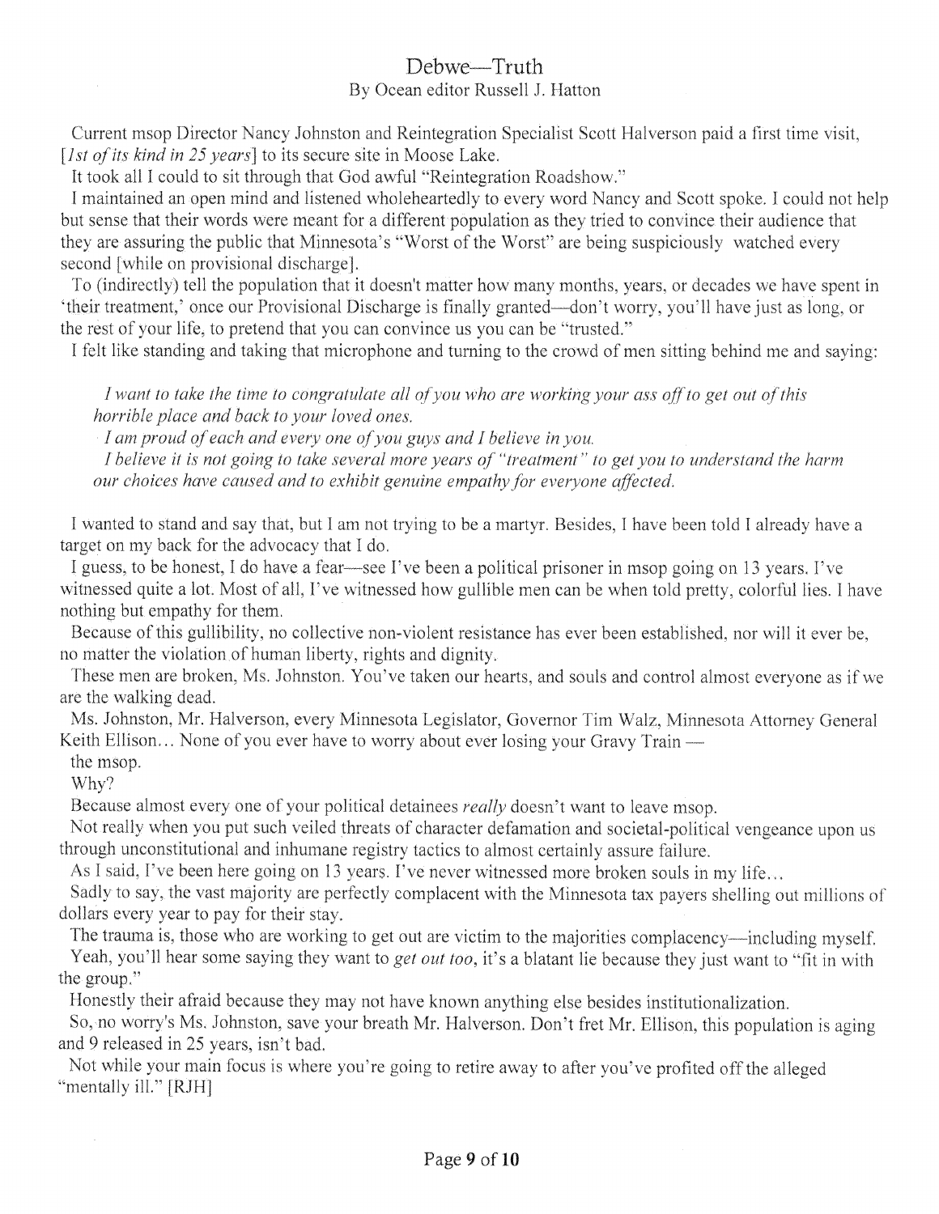# Debwe—Truth

By Ocean editor Russell J. Hatton

Current msop Director Nancy Johnston and Reintegration Specialist Scott Halverson paid a first time visit, [*1st of its kind in 25 years*] to its secure site in Moose Lake.

It took all I could to sit through that God awful "Reintegration Roadshow."

I maintained an open mind and listened wholeheartedly to every word Nancy and Scott spoke. I could not help but sense that their words were meant for a different population as they tried to convince their audience that they are assuring the public that Minnesota's "Worst of the Worst" are being suspiciously watched every second [while on provisional discharge].

To (indirectly) tell the population that it doesn't matter how many months, years, or decades we have spent in 'their treatment,' once our Provisional Discharge is finally granted—don't worry, you'll have just as long, or the rest of your life, to pretend that you can convince us you can be "trusted."

I felt like standing and taking that microphone and turning to the crowd of men sitting behind me and saying:

> *I want to take the time to congratulate all of you who are working your ass off to get out of this horrible place and back to your loved ones.*
>
> *I am proud of each and every one of you guys and I believe in you.*
>
> *I believe it is not going to take several more years of "treatment" to get you to understand the harm our choices have caused and to exhibit genuine empathy for everyone affected.*

I wanted to stand and say that, but I am not trying to be a martyr. Besides, I have been told I already have a target on my back for the advocacy that I do.

I guess, to be honest, I do have a fear—see I've been a political prisoner in msop going on 13 years. I've witnessed quite a lot. Most of all, I've witnessed how gullible men can be when told pretty, colorful lies. I have nothing but empathy for them.

Because of this gullibility, no collective non-violent resistance has ever been established, nor will it ever be, no matter the violation of human liberty, rights and dignity.

These men are broken, Ms. Johnston. You've taken our hearts, and souls and control almost everyone as if we are the walking dead.

Ms. Johnston, Mr. Halverson, every Minnesota Legislator, Governor Tim Walz, Minnesota Attorney General Keith Ellison… None of you ever have to worry about ever losing your Gravy Train —

the msop.

Why?

Because almost every one of your political detainees *really* doesn't want to leave msop.

Not really when you put such veiled threats of character defamation and societal-political vengeance upon us through unconstitutional and inhumane registry tactics to almost certainly assure failure.

As I said, I've been here going on 13 years. I've never witnessed more broken souls in my life…

Sadly to say, the vast majority are perfectly complacent with the Minnesota tax payers shelling out millions of dollars every year to pay for their stay.

The trauma is, those who are working to get out are victim to the majorities complacency—including myself.

Yeah, you'll hear some saying they want to *get out too*, it's a blatant lie because they just want to "fit in with the group."

Honestly their afraid because they may not have known anything else besides institutionalization.

So, no worry's Ms. Johnston, save your breath Mr. Halverson. Don't fret Mr. Ellison, this population is aging and 9 released in 25 years, isn't bad.

Not while your main focus is where you're going to retire away to after you've profited off the alleged "mentally ill." [RJH]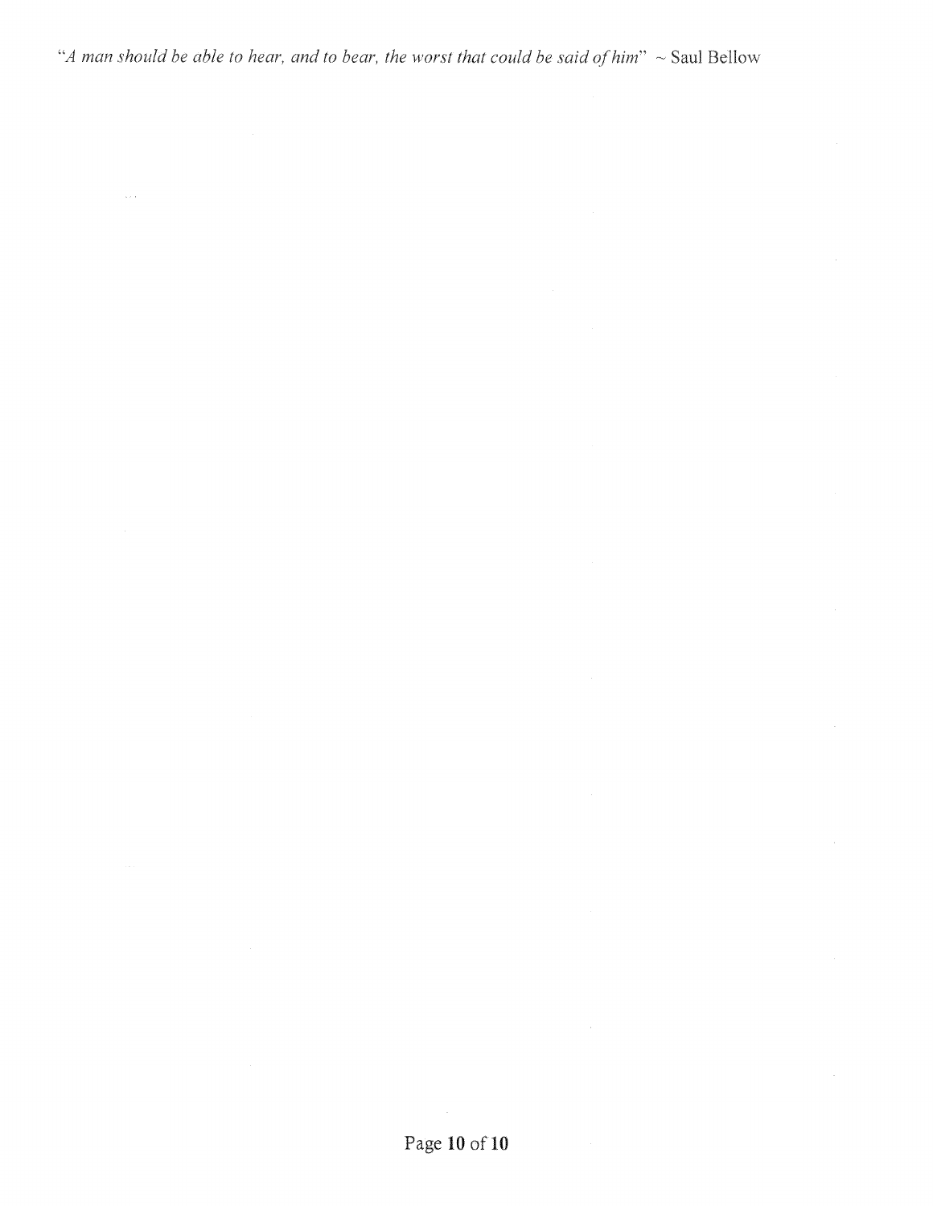"*A man should be able to hear, and to bear, the worst that could be said of him*" ~ Saul Bellow